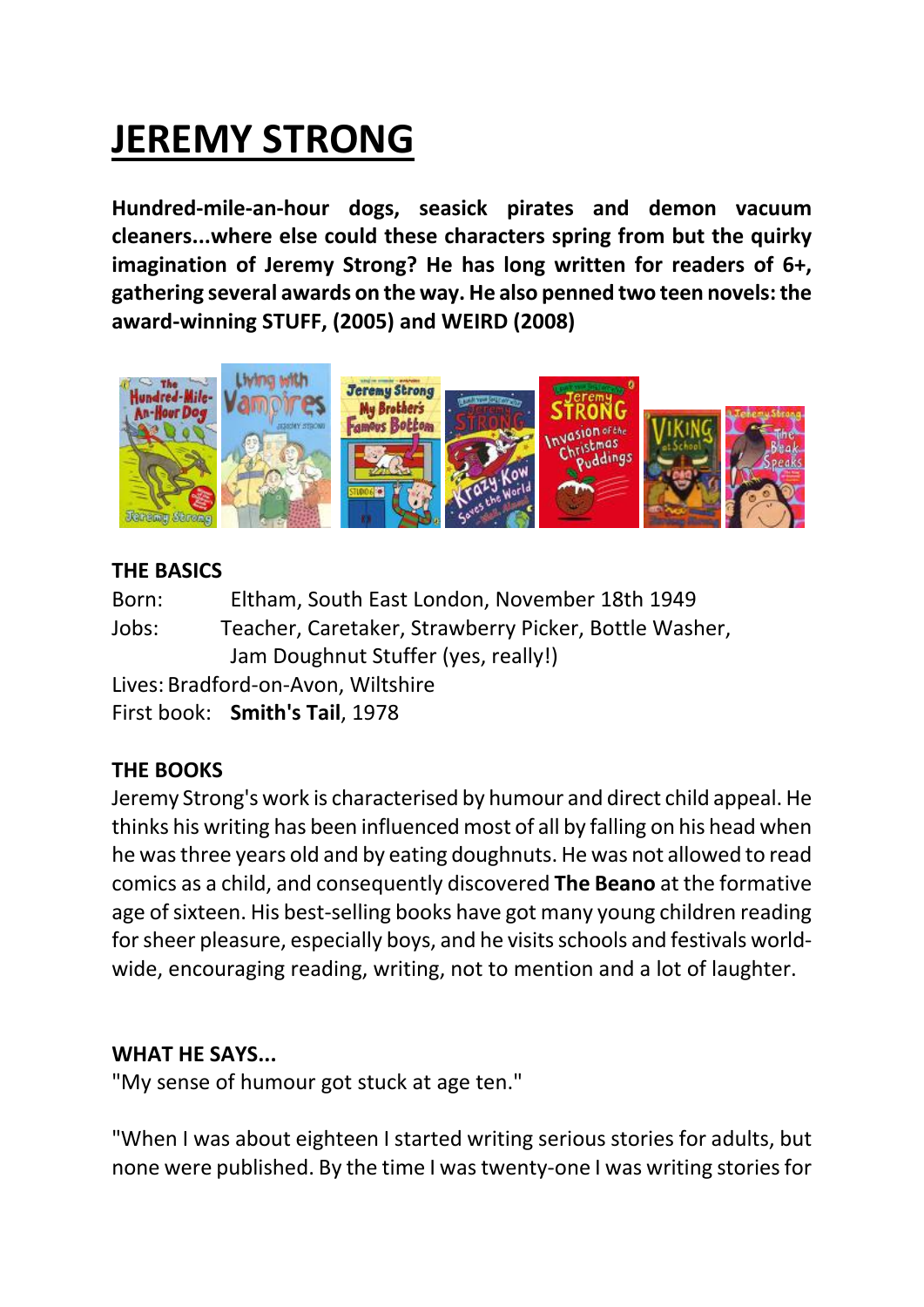# JEREMY STRONG

**Hundred-mile-an-hour dogs, seasick pirates and demon vacuum cleaners...where else could these characters spring from but the quirky imagination of Jeremy Strong? He has long written for readers of 6+, gathering several awards on the way. He also penned two teen novels: the award-winning STUFF, (2005) and WEIRD (2008)**

**THE BASICS**

Born: Eltham, South East London, November 18th 1949
Jobs: Teacher, Caretaker, Strawberry Picker, Bottle Washer, Jam Doughnut Stuffer (yes, really!)
Lives: Bradford-on-Avon, Wiltshire
First book: **Smith's Tail**, 1978

**THE BOOKS**

Jeremy Strong's work is characterised by humour and direct child appeal. He thinks his writing has been influenced most of all by falling on his head when he was three years old and by eating doughnuts. He was not allowed to read comics as a child, and consequently discovered **The Beano** at the formative age of sixteen. His best-selling books have got many young children reading for sheer pleasure, especially boys, and he visits schools and festivals world-wide, encouraging reading, writing, not to mention and a lot of laughter.

**WHAT HE SAYS...**

"My sense of humour got stuck at age ten."

"When I was about eighteen I started writing serious stories for adults, but none were published. By the time I was twenty-one I was writing stories for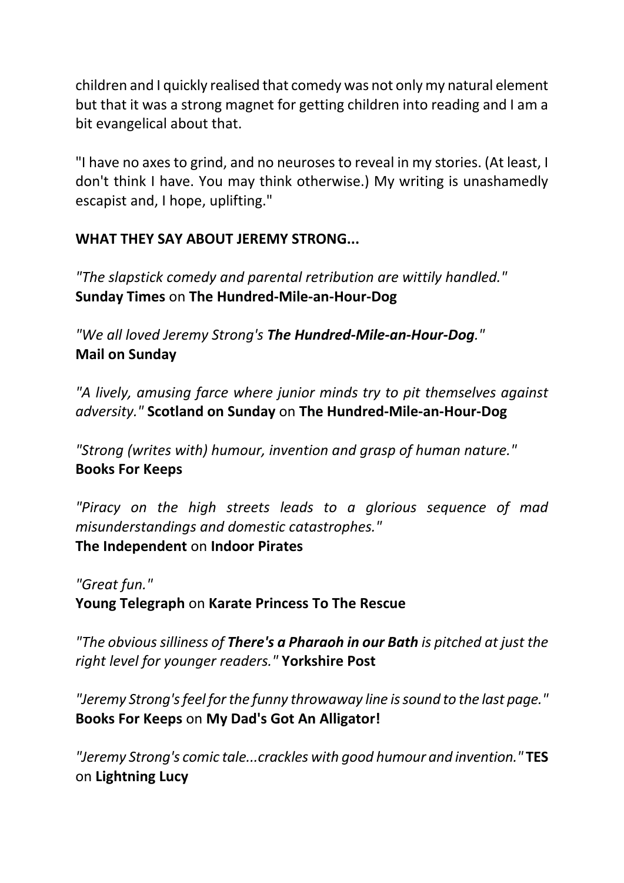children and I quickly realised that comedy was not only my natural element but that it was a strong magnet for getting children into reading and I am a bit evangelical about that.

"I have no axes to grind, and no neuroses to reveal in my stories. (At least, I don't think I have. You may think otherwise.) My writing is unashamedly escapist and, I hope, uplifting."

**WHAT THEY SAY ABOUT JEREMY STRONG...**

*"The slapstick comedy and parental retribution are wittily handled."* **Sunday Times** on **The Hundred-Mile-an-Hour-Dog**

*"We all loved Jeremy Strong's **The Hundred-Mile-an-Hour-Dog**."* **Mail on Sunday**

*"A lively, amusing farce where junior minds try to pit themselves against adversity."* **Scotland on Sunday** on **The Hundred-Mile-an-Hour-Dog**

*"Strong (writes with) humour, invention and grasp of human nature."* **Books For Keeps**

*"Piracy on the high streets leads to a glorious sequence of mad misunderstandings and domestic catastrophes."* **The Independent** on **Indoor Pirates**

*"Great fun."* **Young Telegraph** on **Karate Princess To The Rescue**

*"The obvious silliness of **There's a Pharaoh in our Bath** is pitched at just the right level for younger readers."* **Yorkshire Post**

*"Jeremy Strong's feel for the funny throwaway line is sound to the last page."* **Books For Keeps** on **My Dad's Got An Alligator!**

*"Jeremy Strong's comic tale...crackles with good humour and invention."* **TES** on **Lightning Lucy**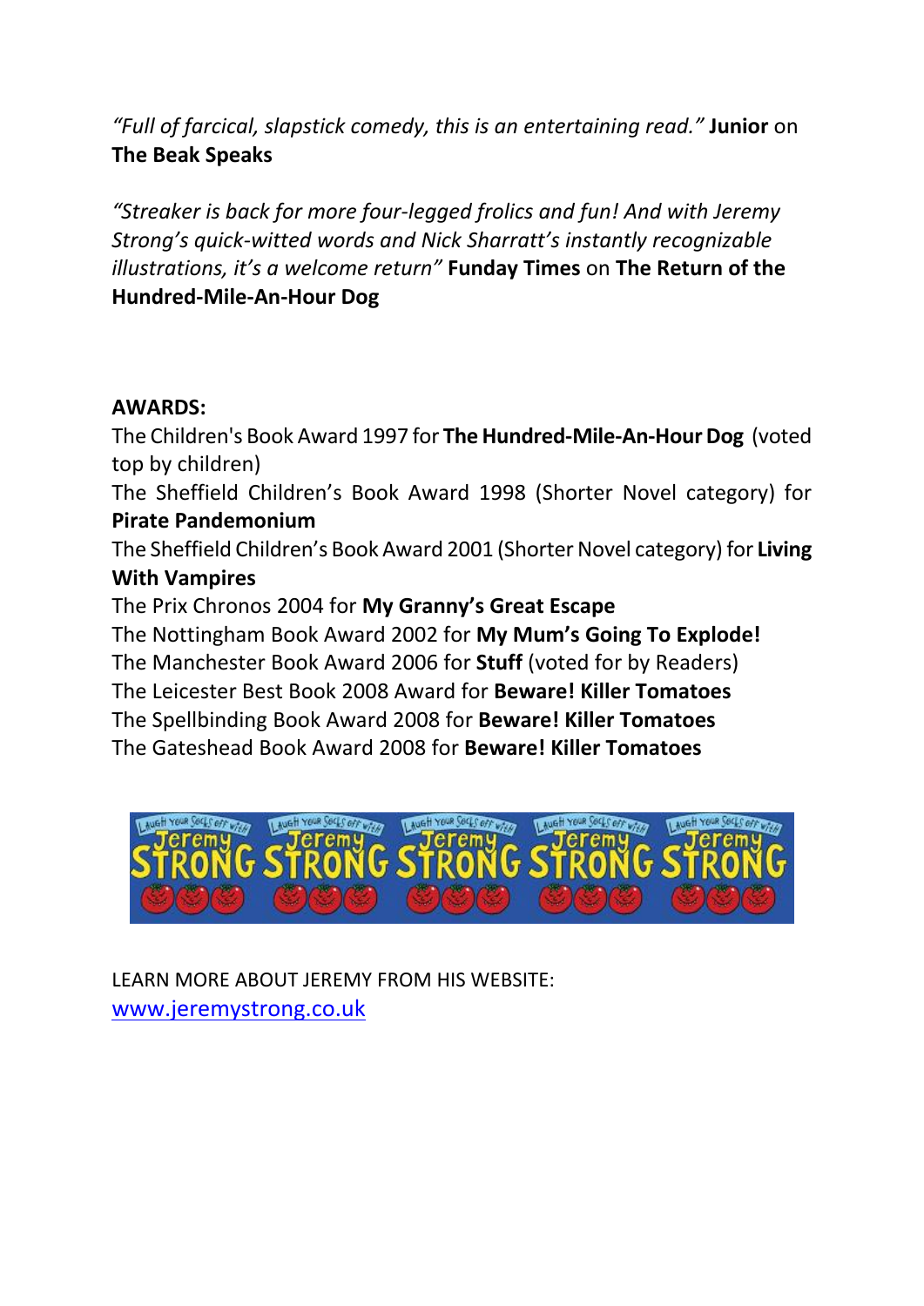*"Full of farcical, slapstick comedy, this is an entertaining read."* **Junior** on **The Beak Speaks**

*"Streaker is back for more four-legged frolics and fun! And with Jeremy Strong's quick-witted words and Nick Sharratt's instantly recognizable illustrations, it's a welcome return"* **Funday Times** on **The Return of the Hundred-Mile-An-Hour Dog**

**AWARDS:**

The Children's Book Award 1997 for **The Hundred-Mile-An-Hour Dog** (voted top by children)
The Sheffield Children's Book Award 1998 (Shorter Novel category) for **Pirate Pandemonium**
The Sheffield Children's Book Award 2001 (Shorter Novel category) for **Living With Vampires**
The Prix Chronos 2004 for **My Granny's Great Escape**
The Nottingham Book Award 2002 for **My Mum's Going To Explode!**
The Manchester Book Award 2006 for **Stuff** (voted for by Readers)
The Leicester Best Book 2008 Award for **Beware! Killer Tomatoes**
The Spellbinding Book Award 2008 for **Beware! Killer Tomatoes**
The Gateshead Book Award 2008 for **Beware! Killer Tomatoes**

LEARN MORE ABOUT JEREMY FROM HIS WEBSITE:
[www.jeremystrong.co.uk](http://www.jeremystrong.co.uk)